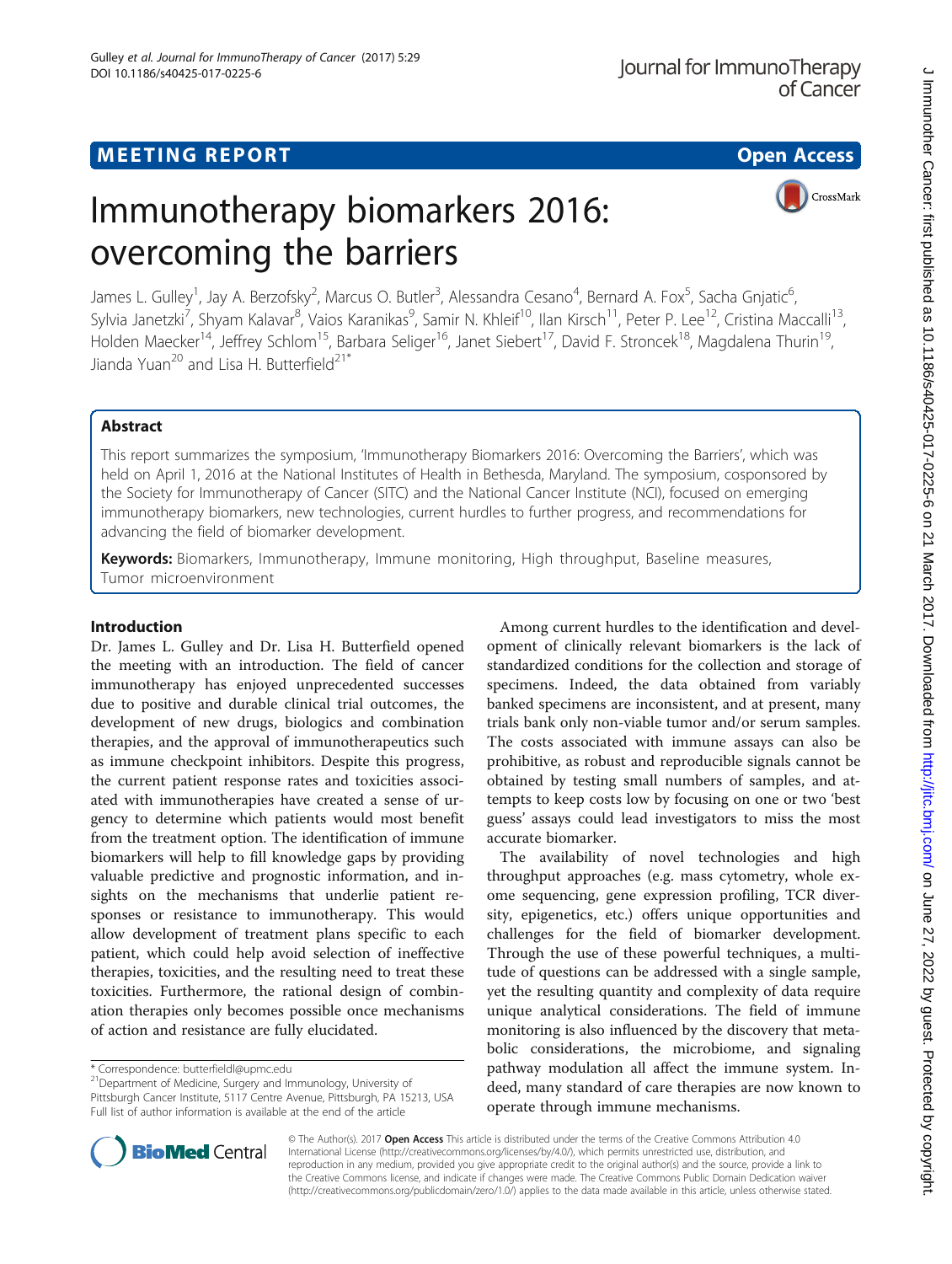MEETING REPORT

Open Access

# Immunotherapy biomarkers 2016: overcoming the barriers

James L. Gulley[1], Jay A. Berzofsky[2], Marcus O. Butler[3], Alessandra Cesano[4], Bernard A. Fox[5], Sacha Gnjatic[6], Sylvia Janetzki[7], Shyam Kalavar[8], Vaios Karanikas[9], Samir N. Khleif[10], Ilan Kirsch[11], Peter P. Lee[12], Cristina Maccalli[13], Holden Maecker[14], Jeffrey Schlom[15], Barbara Seliger[16], Janet Siebert[17], David F. Stroncek[18], Magdalena Thurin[19], Jianda Yuan[20] and Lisa H. Butterfield[21*]

## Abstract

This report summarizes the symposium, 'Immunotherapy Biomarkers 2016: Overcoming the Barriers', which was held on April 1, 2016 at the National Institutes of Health in Bethesda, Maryland. The symposium, cosponsored by the Society for Immunotherapy of Cancer (SITC) and the National Cancer Institute (NCI), focused on emerging immunotherapy biomarkers, new technologies, current hurdles to further progress, and recommendations for advancing the field of biomarker development.

**Keywords:** Biomarkers, Immunotherapy, Immune monitoring, High throughput, Baseline measures, Tumor microenvironment

## Introduction

Dr. James L. Gulley and Dr. Lisa H. Butterfield opened the meeting with an introduction. The field of cancer immunotherapy has enjoyed unprecedented successes due to positive and durable clinical trial outcomes, the development of new drugs, biologics and combination therapies, and the approval of immunotherapeutics such as immune checkpoint inhibitors. Despite this progress, the current patient response rates and toxicities associated with immunotherapies have created a sense of urgency to determine which patients would most benefit from the treatment option. The identification of immune biomarkers will help to fill knowledge gaps by providing valuable predictive and prognostic information, and insights on the mechanisms that underlie patient responses or resistance to immunotherapy. This would allow development of treatment plans specific to each patient, which could help avoid selection of ineffective therapies, toxicities, and the resulting need to treat these toxicities. Furthermore, the rational design of combination therapies only becomes possible once mechanisms of action and resistance are fully elucidated.

Among current hurdles to the identification and development of clinically relevant biomarkers is the lack of standardized conditions for the collection and storage of specimens. Indeed, the data obtained from variably banked specimens are inconsistent, and at present, many trials bank only non-viable tumor and/or serum samples. The costs associated with immune assays can also be prohibitive, as robust and reproducible signals cannot be obtained by testing small numbers of samples, and attempts to keep costs low by focusing on one or two 'best guess' assays could lead investigators to miss the most accurate biomarker.

The availability of novel technologies and high throughput approaches (e.g. mass cytometry, whole exome sequencing, gene expression profiling, TCR diversity, epigenetics, etc.) offers unique opportunities and challenges for the field of biomarker development. Through the use of these powerful techniques, a multitude of questions can be addressed with a single sample, yet the resulting quantity and complexity of data require unique analytical considerations. The field of immune monitoring is also influenced by the discovery that metabolic considerations, the microbiome, and signaling pathway modulation all affect the immune system. Indeed, many standard of care therapies are now known to operate through immune mechanisms.

\* Correspondence: butterfieldl@upmc.edu
[21]Department of Medicine, Surgery and Immunology, University of Pittsburgh Cancer Institute, 5117 Centre Avenue, Pittsburgh, PA 15213, USA
Full list of author information is available at the end of the article

© The Author(s). 2017 **Open Access** This article is distributed under the terms of the Creative Commons Attribution 4.0 International License (http://creativecommons.org/licenses/by/4.0/), which permits unrestricted use, distribution, and reproduction in any medium, provided you give appropriate credit to the original author(s) and the source, provide a link to the Creative Commons license, and indicate if changes were made. The Creative Commons Public Domain Dedication waiver (http://creativecommons.org/publicdomain/zero/1.0/) applies to the data made available in this article, unless otherwise stated.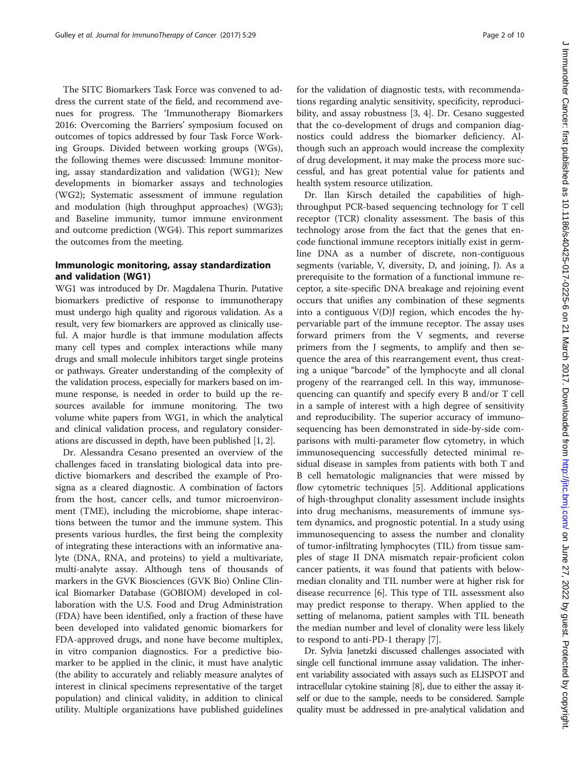The SITC Biomarkers Task Force was convened to address the current state of the field, and recommend avenues for progress. The 'Immunotherapy Biomarkers 2016: Overcoming the Barriers' symposium focused on outcomes of topics addressed by four Task Force Working Groups. Divided between working groups (WGs), the following themes were discussed: Immune monitoring, assay standardization and validation (WG1); New developments in biomarker assays and technologies (WG2); Systematic assessment of immune regulation and modulation (high throughput approaches) (WG3); and Baseline immunity, tumor immune environment and outcome prediction (WG4). This report summarizes the outcomes from the meeting.

## Immunologic monitoring, assay standardization and validation (WG1)

WG1 was introduced by Dr. Magdalena Thurin. Putative biomarkers predictive of response to immunotherapy must undergo high quality and rigorous validation. As a result, very few biomarkers are approved as clinically useful. A major hurdle is that immune modulation affects many cell types and complex interactions while many drugs and small molecule inhibitors target single proteins or pathways. Greater understanding of the complexity of the validation process, especially for markers based on immune response, is needed in order to build up the resources available for immune monitoring. The two volume white papers from WG1, in which the analytical and clinical validation process, and regulatory considerations are discussed in depth, have been published [1, 2].

Dr. Alessandra Cesano presented an overview of the challenges faced in translating biological data into predictive biomarkers and described the example of Prosigna as a cleared diagnostic. A combination of factors from the host, cancer cells, and tumor microenvironment (TME), including the microbiome, shape interactions between the tumor and the immune system. This presents various hurdles, the first being the complexity of integrating these interactions with an informative analyte (DNA, RNA, and proteins) to yield a multivariate, multi-analyte assay. Although tens of thousands of markers in the GVK Biosciences (GVK Bio) Online Clinical Biomarker Database (GOBIOM) developed in collaboration with the U.S. Food and Drug Administration (FDA) have been identified, only a fraction of these have been developed into validated genomic biomarkers for FDA-approved drugs, and none have become multiplex, in vitro companion diagnostics. For a predictive biomarker to be applied in the clinic, it must have analytic (the ability to accurately and reliably measure analytes of interest in clinical specimens representative of the target population) and clinical validity, in addition to clinical utility. Multiple organizations have published guidelines for the validation of diagnostic tests, with recommendations regarding analytic sensitivity, specificity, reproducibility, and assay robustness [3, 4]. Dr. Cesano suggested that the co-development of drugs and companion diagnostics could address the biomarker deficiency. Although such an approach would increase the complexity of drug development, it may make the process more successful, and has great potential value for patients and health system resource utilization.

Dr. Ilan Kirsch detailed the capabilities of high-throughput PCR-based sequencing technology for T cell receptor (TCR) clonality assessment. The basis of this technology arose from the fact that the genes that encode functional immune receptors initially exist in germline DNA as a number of discrete, non-contiguous segments (variable, V, diversity, D, and joining, J). As a prerequisite to the formation of a functional immune receptor, a site-specific DNA breakage and rejoining event occurs that unifies any combination of these segments into a contiguous V(D)J region, which encodes the hypervariable part of the immune receptor. The assay uses forward primers from the V segments, and reverse primers from the J segments, to amplify and then sequence the area of this rearrangement event, thus creating a unique "barcode" of the lymphocyte and all clonal progeny of the rearranged cell. In this way, immunosequencing can quantify and specify every B and/or T cell in a sample of interest with a high degree of sensitivity and reproducibility. The superior accuracy of immunosequencing has been demonstrated in side-by-side comparisons with multi-parameter flow cytometry, in which immunosequencing successfully detected minimal residual disease in samples from patients with both T and B cell hematologic malignancies that were missed by flow cytometric techniques [5]. Additional applications of high-throughput clonality assessment include insights into drug mechanisms, measurements of immune system dynamics, and prognostic potential. In a study using immunosequencing to assess the number and clonality of tumor-infiltrating lymphocytes (TIL) from tissue samples of stage II DNA mismatch repair-proficient colon cancer patients, it was found that patients with below-median clonality and TIL number were at higher risk for disease recurrence [6]. This type of TIL assessment also may predict response to therapy. When applied to the setting of melanoma, patient samples with TIL beneath the median number and level of clonality were less likely to respond to anti-PD-1 therapy [7].

Dr. Sylvia Janetzki discussed challenges associated with single cell functional immune assay validation. The inherent variability associated with assays such as ELISPOT and intracellular cytokine staining [8], due to either the assay itself or due to the sample, needs to be considered. Sample quality must be addressed in pre-analytical validation and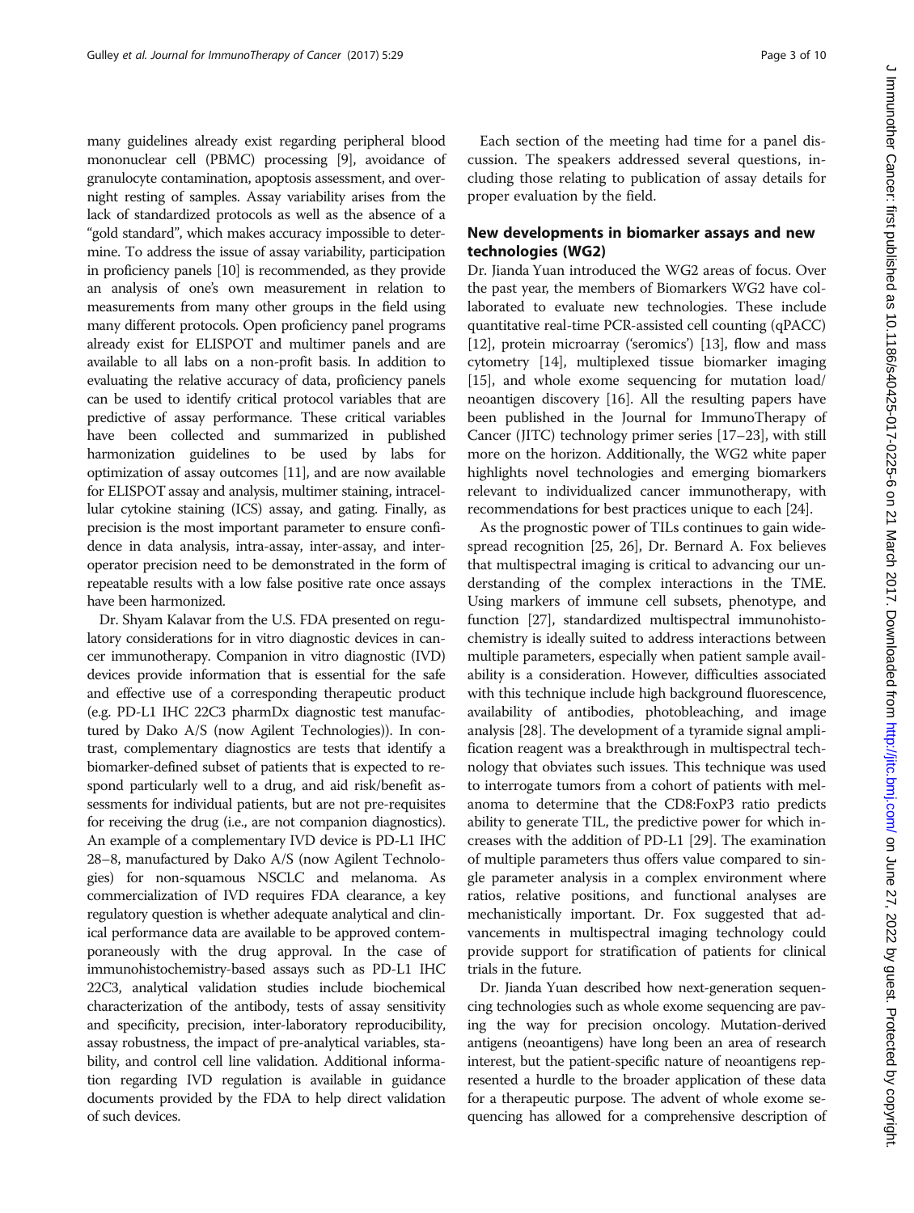many guidelines already exist regarding peripheral blood mononuclear cell (PBMC) processing [9], avoidance of granulocyte contamination, apoptosis assessment, and overnight resting of samples. Assay variability arises from the lack of standardized protocols as well as the absence of a "gold standard", which makes accuracy impossible to determine. To address the issue of assay variability, participation in proficiency panels [10] is recommended, as they provide an analysis of one's own measurement in relation to measurements from many other groups in the field using many different protocols. Open proficiency panel programs already exist for ELISPOT and multimer panels and are available to all labs on a non-profit basis. In addition to evaluating the relative accuracy of data, proficiency panels can be used to identify critical protocol variables that are predictive of assay performance. These critical variables have been collected and summarized in published harmonization guidelines to be used by labs for optimization of assay outcomes [11], and are now available for ELISPOT assay and analysis, multimer staining, intracellular cytokine staining (ICS) assay, and gating. Finally, as precision is the most important parameter to ensure confidence in data analysis, intra-assay, inter-assay, and inter-operator precision need to be demonstrated in the form of repeatable results with a low false positive rate once assays have been harmonized.

Dr. Shyam Kalavar from the U.S. FDA presented on regulatory considerations for in vitro diagnostic devices in cancer immunotherapy. Companion in vitro diagnostic (IVD) devices provide information that is essential for the safe and effective use of a corresponding therapeutic product (e.g. PD-L1 IHC 22C3 pharmDx diagnostic test manufactured by Dako A/S (now Agilent Technologies)). In contrast, complementary diagnostics are tests that identify a biomarker-defined subset of patients that is expected to respond particularly well to a drug, and aid risk/benefit assessments for individual patients, but are not pre-requisites for receiving the drug (i.e., are not companion diagnostics). An example of a complementary IVD device is PD-L1 IHC 28–8, manufactured by Dako A/S (now Agilent Technologies) for non-squamous NSCLC and melanoma. As commercialization of IVD requires FDA clearance, a key regulatory question is whether adequate analytical and clinical performance data are available to be approved contemporaneously with the drug approval. In the case of immunohistochemistry-based assays such as PD-L1 IHC 22C3, analytical validation studies include biochemical characterization of the antibody, tests of assay sensitivity and specificity, precision, inter-laboratory reproducibility, assay robustness, the impact of pre-analytical variables, stability, and control cell line validation. Additional information regarding IVD regulation is available in guidance documents provided by the FDA to help direct validation of such devices.

Each section of the meeting had time for a panel discussion. The speakers addressed several questions, including those relating to publication of assay details for proper evaluation by the field.

## New developments in biomarker assays and new technologies (WG2)

Dr. Jianda Yuan introduced the WG2 areas of focus. Over the past year, the members of Biomarkers WG2 have collaborated to evaluate new technologies. These include quantitative real-time PCR-assisted cell counting (qPACC) [12], protein microarray ('seromics') [13], flow and mass cytometry [14], multiplexed tissue biomarker imaging [15], and whole exome sequencing for mutation load/neoantigen discovery [16]. All the resulting papers have been published in the Journal for ImmunoTherapy of Cancer (JITC) technology primer series [17–23], with still more on the horizon. Additionally, the WG2 white paper highlights novel technologies and emerging biomarkers relevant to individualized cancer immunotherapy, with recommendations for best practices unique to each [24].

As the prognostic power of TILs continues to gain widespread recognition [25, 26], Dr. Bernard A. Fox believes that multispectral imaging is critical to advancing our understanding of the complex interactions in the TME. Using markers of immune cell subsets, phenotype, and function [27], standardized multispectral immunohistochemistry is ideally suited to address interactions between multiple parameters, especially when patient sample availability is a consideration. However, difficulties associated with this technique include high background fluorescence, availability of antibodies, photobleaching, and image analysis [28]. The development of a tyramide signal amplification reagent was a breakthrough in multispectral technology that obviates such issues. This technique was used to interrogate tumors from a cohort of patients with melanoma to determine that the CD8:FoxP3 ratio predicts ability to generate TIL, the predictive power for which increases with the addition of PD-L1 [29]. The examination of multiple parameters thus offers value compared to single parameter analysis in a complex environment where ratios, relative positions, and functional analyses are mechanistically important. Dr. Fox suggested that advancements in multispectral imaging technology could provide support for stratification of patients for clinical trials in the future.

Dr. Jianda Yuan described how next-generation sequencing technologies such as whole exome sequencing are paving the way for precision oncology. Mutation-derived antigens (neoantigens) have long been an area of research interest, but the patient-specific nature of neoantigens represented a hurdle to the broader application of these data for a therapeutic purpose. The advent of whole exome sequencing has allowed for a comprehensive description of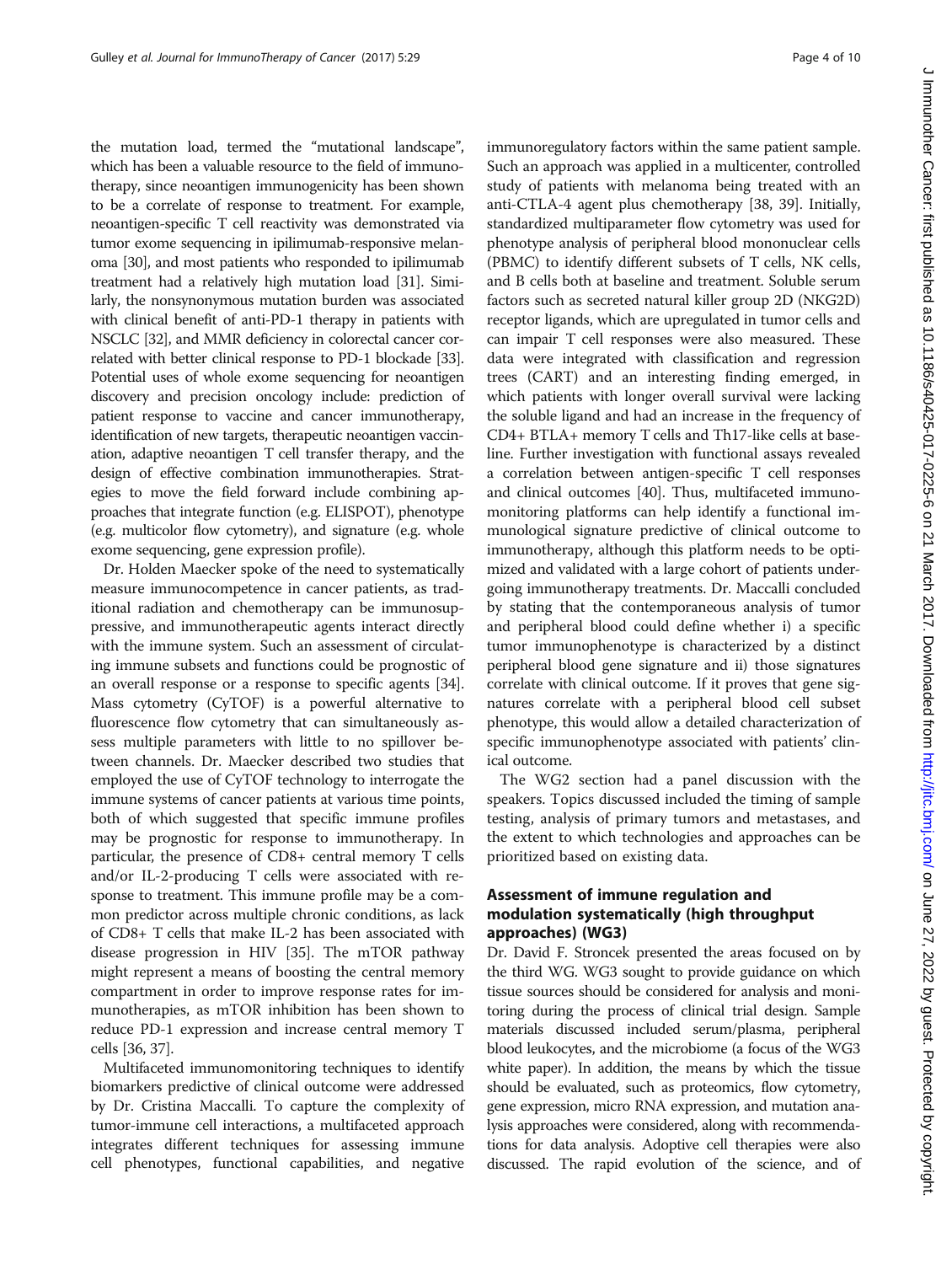the mutation load, termed the "mutational landscape", which has been a valuable resource to the field of immunotherapy, since neoantigen immunogenicity has been shown to be a correlate of response to treatment. For example, neoantigen-specific T cell reactivity was demonstrated via tumor exome sequencing in ipilimumab-responsive melanoma [30], and most patients who responded to ipilimumab treatment had a relatively high mutation load [31]. Similarly, the nonsynonymous mutation burden was associated with clinical benefit of anti-PD-1 therapy in patients with NSCLC [32], and MMR deficiency in colorectal cancer correlated with better clinical response to PD-1 blockade [33]. Potential uses of whole exome sequencing for neoantigen discovery and precision oncology include: prediction of patient response to vaccine and cancer immunotherapy, identification of new targets, therapeutic neoantigen vaccination, adaptive neoantigen T cell transfer therapy, and the design of effective combination immunotherapies. Strategies to move the field forward include combining approaches that integrate function (e.g. ELISPOT), phenotype (e.g. multicolor flow cytometry), and signature (e.g. whole exome sequencing, gene expression profile).

Dr. Holden Maecker spoke of the need to systematically measure immunocompetence in cancer patients, as traditional radiation and chemotherapy can be immunosuppressive, and immunotherapeutic agents interact directly with the immune system. Such an assessment of circulating immune subsets and functions could be prognostic of an overall response or a response to specific agents [34]. Mass cytometry (CyTOF) is a powerful alternative to fluorescence flow cytometry that can simultaneously assess multiple parameters with little to no spillover between channels. Dr. Maecker described two studies that employed the use of CyTOF technology to interrogate the immune systems of cancer patients at various time points, both of which suggested that specific immune profiles may be prognostic for response to immunotherapy. In particular, the presence of CD8+ central memory T cells and/or IL-2-producing T cells were associated with response to treatment. This immune profile may be a common predictor across multiple chronic conditions, as lack of CD8+ T cells that make IL-2 has been associated with disease progression in HIV [35]. The mTOR pathway might represent a means of boosting the central memory compartment in order to improve response rates for immunotherapies, as mTOR inhibition has been shown to reduce PD-1 expression and increase central memory T cells [36, 37].

Multifaceted immunomonitoring techniques to identify biomarkers predictive of clinical outcome were addressed by Dr. Cristina Maccalli. To capture the complexity of tumor-immune cell interactions, a multifaceted approach integrates different techniques for assessing immune cell phenotypes, functional capabilities, and negative immunoregulatory factors within the same patient sample. Such an approach was applied in a multicenter, controlled study of patients with melanoma being treated with an anti-CTLA-4 agent plus chemotherapy [38, 39]. Initially, standardized multiparameter flow cytometry was used for phenotype analysis of peripheral blood mononuclear cells (PBMC) to identify different subsets of T cells, NK cells, and B cells both at baseline and treatment. Soluble serum factors such as secreted natural killer group 2D (NKG2D) receptor ligands, which are upregulated in tumor cells and can impair T cell responses were also measured. These data were integrated with classification and regression trees (CART) and an interesting finding emerged, in which patients with longer overall survival were lacking the soluble ligand and had an increase in the frequency of CD4+ BTLA+ memory T cells and Th17-like cells at baseline. Further investigation with functional assays revealed a correlation between antigen-specific T cell responses and clinical outcomes [40]. Thus, multifaceted immunomonitoring platforms can help identify a functional immunological signature predictive of clinical outcome to immunotherapy, although this platform needs to be optimized and validated with a large cohort of patients undergoing immunotherapy treatments. Dr. Maccalli concluded by stating that the contemporaneous analysis of tumor and peripheral blood could define whether i) a specific tumor immunophenotype is characterized by a distinct peripheral blood gene signature and ii) those signatures correlate with clinical outcome. If it proves that gene signatures correlate with a peripheral blood cell subset phenotype, this would allow a detailed characterization of specific immunophenotype associated with patients' clinical outcome.

The WG2 section had a panel discussion with the speakers. Topics discussed included the timing of sample testing, analysis of primary tumors and metastases, and the extent to which technologies and approaches can be prioritized based on existing data.

## Assessment of immune regulation and modulation systematically (high throughput approaches) (WG3)

Dr. David F. Stroncek presented the areas focused on by the third WG. WG3 sought to provide guidance on which tissue sources should be considered for analysis and monitoring during the process of clinical trial design. Sample materials discussed included serum/plasma, peripheral blood leukocytes, and the microbiome (a focus of the WG3 white paper). In addition, the means by which the tissue should be evaluated, such as proteomics, flow cytometry, gene expression, micro RNA expression, and mutation analysis approaches were considered, along with recommendations for data analysis. Adoptive cell therapies were also discussed. The rapid evolution of the science, and of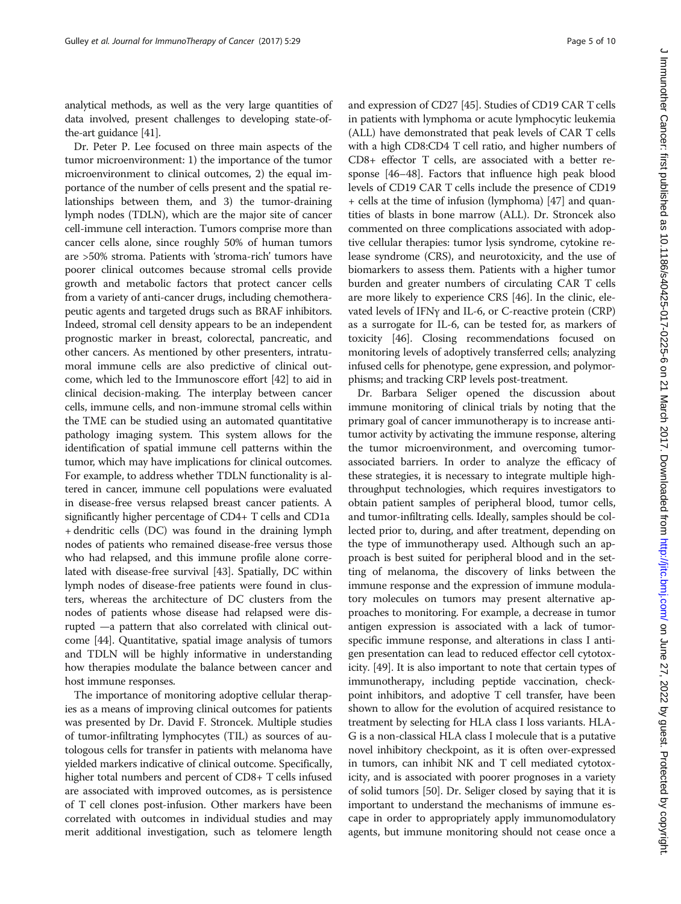analytical methods, as well as the very large quantities of data involved, present challenges to developing state-of-the-art guidance [41].

Dr. Peter P. Lee focused on three main aspects of the tumor microenvironment: 1) the importance of the tumor microenvironment to clinical outcomes, 2) the equal importance of the number of cells present and the spatial relationships between them, and 3) the tumor-draining lymph nodes (TDLN), which are the major site of cancer cell-immune cell interaction. Tumors comprise more than cancer cells alone, since roughly 50% of human tumors are >50% stroma. Patients with 'stroma-rich' tumors have poorer clinical outcomes because stromal cells provide growth and metabolic factors that protect cancer cells from a variety of anti-cancer drugs, including chemotherapeutic agents and targeted drugs such as BRAF inhibitors. Indeed, stromal cell density appears to be an independent prognostic marker in breast, colorectal, pancreatic, and other cancers. As mentioned by other presenters, intratumoral immune cells are also predictive of clinical outcome, which led to the Immunoscore effort [42] to aid in clinical decision-making. The interplay between cancer cells, immune cells, and non-immune stromal cells within the TME can be studied using an automated quantitative pathology imaging system. This system allows for the identification of spatial immune cell patterns within the tumor, which may have implications for clinical outcomes. For example, to address whether TDLN functionality is altered in cancer, immune cell populations were evaluated in disease-free versus relapsed breast cancer patients. A significantly higher percentage of CD4+ T cells and CD1a + dendritic cells (DC) was found in the draining lymph nodes of patients who remained disease-free versus those who had relapsed, and this immune profile alone correlated with disease-free survival [43]. Spatially, DC within lymph nodes of disease-free patients were found in clusters, whereas the architecture of DC clusters from the nodes of patients whose disease had relapsed were disrupted —a pattern that also correlated with clinical outcome [44]. Quantitative, spatial image analysis of tumors and TDLN will be highly informative in understanding how therapies modulate the balance between cancer and host immune responses.

The importance of monitoring adoptive cellular therapies as a means of improving clinical outcomes for patients was presented by Dr. David F. Stroncek. Multiple studies of tumor-infiltrating lymphocytes (TIL) as sources of autologous cells for transfer in patients with melanoma have yielded markers indicative of clinical outcome. Specifically, higher total numbers and percent of CD8+ T cells infused are associated with improved outcomes, as is persistence of T cell clones post-infusion. Other markers have been correlated with outcomes in individual studies and may merit additional investigation, such as telomere length and expression of CD27 [45]. Studies of CD19 CAR T cells in patients with lymphoma or acute lymphocytic leukemia (ALL) have demonstrated that peak levels of CAR T cells with a high CD8:CD4 T cell ratio, and higher numbers of CD8+ effector T cells, are associated with a better response [46–48]. Factors that influence high peak blood levels of CD19 CAR T cells include the presence of CD19 + cells at the time of infusion (lymphoma) [47] and quantities of blasts in bone marrow (ALL). Dr. Stroncek also commented on three complications associated with adoptive cellular therapies: tumor lysis syndrome, cytokine release syndrome (CRS), and neurotoxicity, and the use of biomarkers to assess them. Patients with a higher tumor burden and greater numbers of circulating CAR T cells are more likely to experience CRS [46]. In the clinic, elevated levels of IFNγ and IL-6, or C-reactive protein (CRP) as a surrogate for IL-6, can be tested for, as markers of toxicity [46]. Closing recommendations focused on monitoring levels of adoptively transferred cells; analyzing infused cells for phenotype, gene expression, and polymorphisms; and tracking CRP levels post-treatment.

Dr. Barbara Seliger opened the discussion about immune monitoring of clinical trials by noting that the primary goal of cancer immunotherapy is to increase antitumor activity by activating the immune response, altering the tumor microenvironment, and overcoming tumor-associated barriers. In order to analyze the efficacy of these strategies, it is necessary to integrate multiple high-throughput technologies, which requires investigators to obtain patient samples of peripheral blood, tumor cells, and tumor-infiltrating cells. Ideally, samples should be collected prior to, during, and after treatment, depending on the type of immunotherapy used. Although such an approach is best suited for peripheral blood and in the setting of melanoma, the discovery of links between the immune response and the expression of immune modulatory molecules on tumors may present alternative approaches to monitoring. For example, a decrease in tumor antigen expression is associated with a lack of tumor-specific immune response, and alterations in class I antigen presentation can lead to reduced effector cell cytotoxicity. [49]. It is also important to note that certain types of immunotherapy, including peptide vaccination, checkpoint inhibitors, and adoptive T cell transfer, have been shown to allow for the evolution of acquired resistance to treatment by selecting for HLA class I loss variants. HLA-G is a non-classical HLA class I molecule that is a putative novel inhibitory checkpoint, as it is often over-expressed in tumors, can inhibit NK and T cell mediated cytotoxicity, and is associated with poorer prognoses in a variety of solid tumors [50]. Dr. Seliger closed by saying that it is important to understand the mechanisms of immune escape in order to appropriately apply immunomodulatory agents, but immune monitoring should not cease once a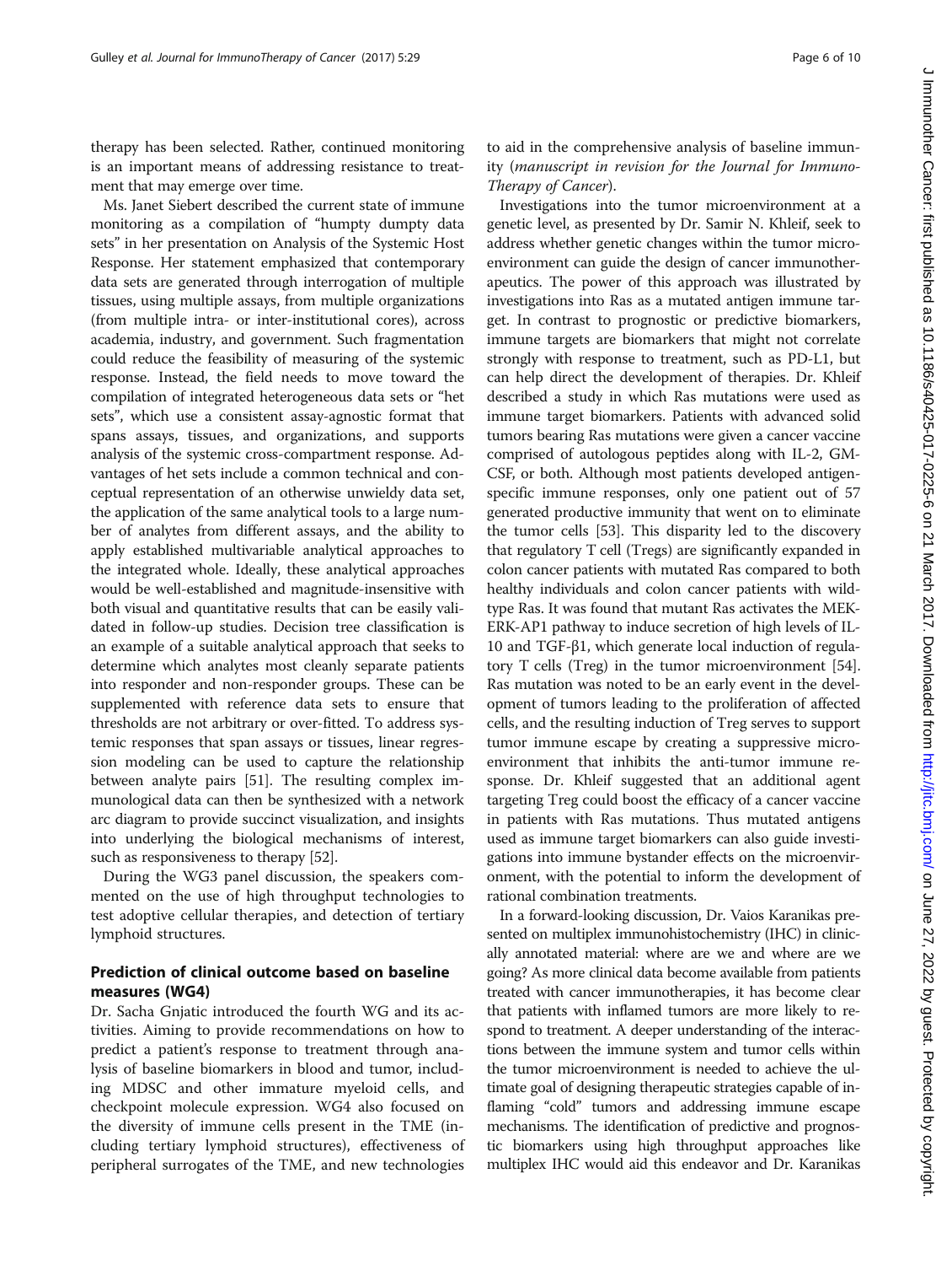therapy has been selected. Rather, continued monitoring is an important means of addressing resistance to treatment that may emerge over time.

Ms. Janet Siebert described the current state of immune monitoring as a compilation of "humpty dumpty data sets" in her presentation on Analysis of the Systemic Host Response. Her statement emphasized that contemporary data sets are generated through interrogation of multiple tissues, using multiple assays, from multiple organizations (from multiple intra- or inter-institutional cores), across academia, industry, and government. Such fragmentation could reduce the feasibility of measuring of the systemic response. Instead, the field needs to move toward the compilation of integrated heterogeneous data sets or "het sets", which use a consistent assay-agnostic format that spans assays, tissues, and organizations, and supports analysis of the systemic cross-compartment response. Advantages of het sets include a common technical and conceptual representation of an otherwise unwieldy data set, the application of the same analytical tools to a large number of analytes from different assays, and the ability to apply established multivariable analytical approaches to the integrated whole. Ideally, these analytical approaches would be well-established and magnitude-insensitive with both visual and quantitative results that can be easily validated in follow-up studies. Decision tree classification is an example of a suitable analytical approach that seeks to determine which analytes most cleanly separate patients into responder and non-responder groups. These can be supplemented with reference data sets to ensure that thresholds are not arbitrary or over-fitted. To address systemic responses that span assays or tissues, linear regression modeling can be used to capture the relationship between analyte pairs [51]. The resulting complex immunological data can then be synthesized with a network arc diagram to provide succinct visualization, and insights into underlying the biological mechanisms of interest, such as responsiveness to therapy [52].

During the WG3 panel discussion, the speakers commented on the use of high throughput technologies to test adoptive cellular therapies, and detection of tertiary lymphoid structures.

## Prediction of clinical outcome based on baseline measures (WG4)

Dr. Sacha Gnjatic introduced the fourth WG and its activities. Aiming to provide recommendations on how to predict a patient's response to treatment through analysis of baseline biomarkers in blood and tumor, including MDSC and other immature myeloid cells, and checkpoint molecule expression. WG4 also focused on the diversity of immune cells present in the TME (including tertiary lymphoid structures), effectiveness of peripheral surrogates of the TME, and new technologies to aid in the comprehensive analysis of baseline immunity (*manuscript in revision for the Journal for ImmunoTherapy of Cancer*).

Investigations into the tumor microenvironment at a genetic level, as presented by Dr. Samir N. Khleif, seek to address whether genetic changes within the tumor microenvironment can guide the design of cancer immunotherapeutics. The power of this approach was illustrated by investigations into Ras as a mutated antigen immune target. In contrast to prognostic or predictive biomarkers, immune targets are biomarkers that might not correlate strongly with response to treatment, such as PD-L1, but can help direct the development of therapies. Dr. Khleif described a study in which Ras mutations were used as immune target biomarkers. Patients with advanced solid tumors bearing Ras mutations were given a cancer vaccine comprised of autologous peptides along with IL-2, GM-CSF, or both. Although most patients developed antigen-specific immune responses, only one patient out of 57 generated productive immunity that went on to eliminate the tumor cells [53]. This disparity led to the discovery that regulatory T cells (Tregs) are significantly expanded in colon cancer patients with mutated Ras compared to both healthy individuals and colon cancer patients with wild-type Ras. It was found that mutant Ras activates the MEK-ERK-AP1 pathway to induce secretion of high levels of IL-10 and TGF-β1, which generate local induction of regulatory T cells (Treg) in the tumor microenvironment [54]. Ras mutation was noted to be an early event in the development of tumors leading to the proliferation of affected cells, and the resulting induction of Treg serves to support tumor immune escape by creating a suppressive microenvironment that inhibits the anti-tumor immune response. Dr. Khleif suggested that an additional agent targeting Treg could boost the efficacy of a cancer vaccine in patients with Ras mutations. Thus mutated antigens used as immune target biomarkers can also guide investigations into immune bystander effects on the microenvironment, with the potential to inform the development of rational combination treatments.

In a forward-looking discussion, Dr. Vaios Karanikas presented on multiplex immunohistochemistry (IHC) in clinically annotated material: where are we and where are we going? As more clinical data become available from patients treated with cancer immunotherapies, it has become clear that patients with inflamed tumors are more likely to respond to treatment. A deeper understanding of the interactions between the immune system and tumor cells within the tumor microenvironment is needed to achieve the ultimate goal of designing therapeutic strategies capable of inflaming "cold" tumors and addressing immune escape mechanisms. The identification of predictive and prognostic biomarkers using high throughput approaches like multiplex IHC would aid this endeavor and Dr. Karanikas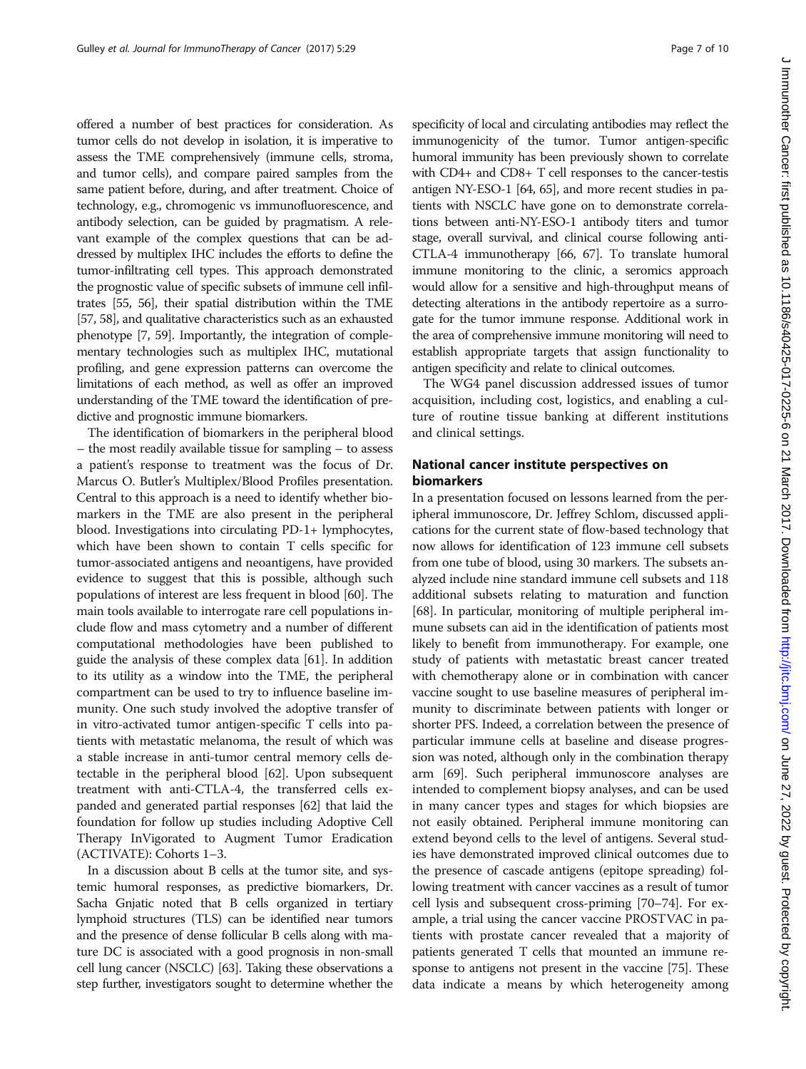offered a number of best practices for consideration. As tumor cells do not develop in isolation, it is imperative to assess the TME comprehensively (immune cells, stroma, and tumor cells), and compare paired samples from the same patient before, during, and after treatment. Choice of technology, e.g., chromogenic vs immunofluorescence, and antibody selection, can be guided by pragmatism. A relevant example of the complex questions that can be addressed by multiplex IHC includes the efforts to define the tumor-infiltrating cell types. This approach demonstrated the prognostic value of specific subsets of immune cell infiltrates [55, 56], their spatial distribution within the TME [57, 58], and qualitative characteristics such as an exhausted phenotype [7, 59]. Importantly, the integration of complementary technologies such as multiplex IHC, mutational profiling, and gene expression patterns can overcome the limitations of each method, as well as offer an improved understanding of the TME toward the identification of predictive and prognostic immune biomarkers.

The identification of biomarkers in the peripheral blood – the most readily available tissue for sampling – to assess a patient's response to treatment was the focus of Dr. Marcus O. Butler's Multiplex/Blood Profiles presentation. Central to this approach is a need to identify whether biomarkers in the TME are also present in the peripheral blood. Investigations into circulating PD-1+ lymphocytes, which have been shown to contain T cells specific for tumor-associated antigens and neoantigens, have provided evidence to suggest that this is possible, although such populations of interest are less frequent in blood [60]. The main tools available to interrogate rare cell populations include flow and mass cytometry and a number of different computational methodologies have been published to guide the analysis of these complex data [61]. In addition to its utility as a window into the TME, the peripheral compartment can be used to try to influence baseline immunity. One such study involved the adoptive transfer of in vitro-activated tumor antigen-specific T cells into patients with metastatic melanoma, the result of which was a stable increase in anti-tumor central memory cells detectable in the peripheral blood [62]. Upon subsequent treatment with anti-CTLA-4, the transferred cells expanded and generated partial responses [62] that laid the foundation for follow up studies including Adoptive Cell Therapy InVigorated to Augment Tumor Eradication (ACTIVATE): Cohorts 1–3.

In a discussion about B cells at the tumor site, and systemic humoral responses, as predictive biomarkers, Dr. Sacha Gnjatic noted that B cells organized in tertiary lymphoid structures (TLS) can be identified near tumors and the presence of dense follicular B cells along with mature DC is associated with a good prognosis in non-small cell lung cancer (NSCLC) [63]. Taking these observations a step further, investigators sought to determine whether the specificity of local and circulating antibodies may reflect the immunogenicity of the tumor. Tumor antigen-specific humoral immunity has been previously shown to correlate with CD4+ and CD8+ T cell responses to the cancer-testis antigen NY-ESO-1 [64, 65], and more recent studies in patients with NSCLC have gone on to demonstrate correlations between anti-NY-ESO-1 antibody titers and tumor stage, overall survival, and clinical course following anti-CTLA-4 immunotherapy [66, 67]. To translate humoral immune monitoring to the clinic, a seromics approach would allow for a sensitive and high-throughput means of detecting alterations in the antibody repertoire as a surrogate for the tumor immune response. Additional work in the area of comprehensive immune monitoring will need to establish appropriate targets that assign functionality to antigen specificity and relate to clinical outcomes.

The WG4 panel discussion addressed issues of tumor acquisition, including cost, logistics, and enabling a culture of routine tissue banking at different institutions and clinical settings.

## National cancer institute perspectives on biomarkers

In a presentation focused on lessons learned from the peripheral immunoscore, Dr. Jeffrey Schlom, discussed applications for the current state of flow-based technology that now allows for identification of 123 immune cell subsets from one tube of blood, using 30 markers. The subsets analyzed include nine standard immune cell subsets and 118 additional subsets relating to maturation and function [68]. In particular, monitoring of multiple peripheral immune subsets can aid in the identification of patients most likely to benefit from immunotherapy. For example, one study of patients with metastatic breast cancer treated with chemotherapy alone or in combination with cancer vaccine sought to use baseline measures of peripheral immunity to discriminate between patients with longer or shorter PFS. Indeed, a correlation between the presence of particular immune cells at baseline and disease progression was noted, although only in the combination therapy arm [69]. Such peripheral immunoscore analyses are intended to complement biopsy analyses, and can be used in many cancer types and stages for which biopsies are not easily obtained. Peripheral immune monitoring can extend beyond cells to the level of antigens. Several studies have demonstrated improved clinical outcomes due to the presence of cascade antigens (epitope spreading) following treatment with cancer vaccines as a result of tumor cell lysis and subsequent cross-priming [70–74]. For example, a trial using the cancer vaccine PROSTVAC in patients with prostate cancer revealed that a majority of patients generated T cells that mounted an immune response to antigens not present in the vaccine [75]. These data indicate a means by which heterogeneity among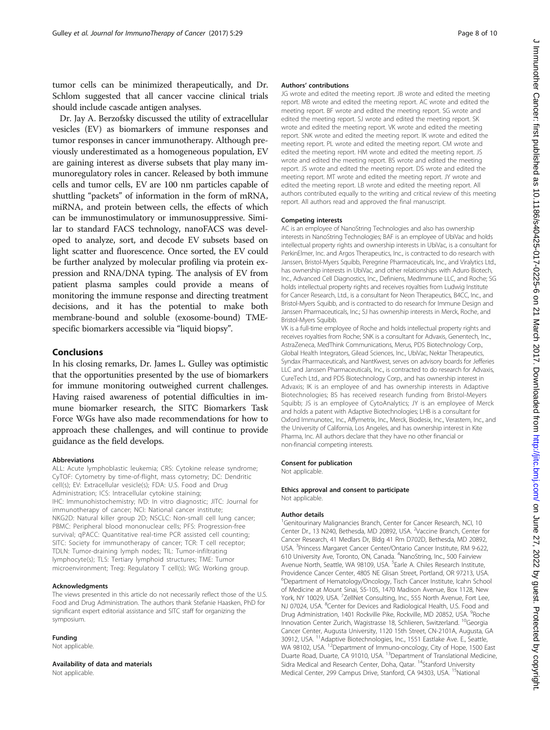tumor cells can be minimized therapeutically, and Dr. Schlom suggested that all cancer vaccine clinical trials should include cascade antigen analyses.

Dr. Jay A. Berzofsky discussed the utility of extracellular vesicles (EV) as biomarkers of immune responses and tumor responses in cancer immunotherapy. Although previously underestimated as a homogeneous population, EV are gaining interest as diverse subsets that play many immunoregulatory roles in cancer. Released by both immune cells and tumor cells, EV are 100 nm particles capable of shuttling "packets" of information in the form of mRNA, miRNA, and protein between cells, the effects of which can be immunostimulatory or immunosuppressive. Similar to standard FACS technology, nanoFACS was developed to analyze, sort, and decode EV subsets based on light scatter and fluorescence. Once sorted, the EV could be further analyzed by molecular profiling via protein expression and RNA/DNA typing. The analysis of EV from patient plasma samples could provide a means of monitoring the immune response and directing treatment decisions, and it has the potential to make both membrane-bound and soluble (exosome-bound) TME-specific biomarkers accessible via "liquid biopsy".

## Conclusions

In his closing remarks, Dr. James L. Gulley was optimistic that the opportunities presented by the use of biomarkers for immune monitoring outweighed current challenges. Having raised awareness of potential difficulties in immune biomarker research, the SITC Biomarkers Task Force WGs have also made recommendations for how to approach these challenges, and will continue to provide guidance as the field develops.

#### Abbreviations

ALL: Acute lymphoblastic leukemia; CRS: Cytokine release syndrome; CyTOF: Cytometry by time-of-flight, mass cytometry; DC: Dendritic cell(s); EV: Extracellular vesicle(s); FDA: U.S. Food and Drug Administration; ICS: Intracellular cytokine staining; IHC: Immunohistochemistry; IVD: In vitro diagnostic; JITC: Journal for immunotherapy of cancer; NCI: National cancer institute; NKG2D: Natural killer group 2D; NSCLC: Non-small cell lung cancer; PBMC: Peripheral blood mononuclear cells; PFS: Progression-free survival; qPACC: Quantitative real-time PCR assisted cell counting; SITC: Society for immunotherapy of cancer; TCR: T cell receptor; TDLN: Tumor-draining lymph nodes; TIL: Tumor-infiltrating lymphocyte(s); TLS: Tertiary lymphoid structures; TME: Tumor microenvironment; Treg: Regulatory T cell(s); WG: Working group.

#### Acknowledgments

The views presented in this article do not necessarily reflect those of the U.S. Food and Drug Administration. The authors thank Stefanie Haasken, PhD for significant expert editorial assistance and SITC staff for organizing the symposium.

#### Funding

Not applicable.

#### Availability of data and materials

Not applicable.

#### Authors' contributions

JG wrote and edited the meeting report. JB wrote and edited the meeting report. MB wrote and edited the meeting report. AC wrote and edited the meeting report. BF wrote and edited the meeting report. SG wrote and edited the meeting report. SJ wrote and edited the meeting report. SK wrote and edited the meeting report. VK wrote and edited the meeting report. SNK wrote and edited the meeting report. IK wrote and edited the meeting report. PL wrote and edited the meeting report. CM wrote and edited the meeting report. HM wrote and edited the meeting report. JS wrote and edited the meeting report. BS wrote and edited the meeting report. JS wrote and edited the meeting report. DS wrote and edited the meeting report. MT wrote and edited the meeting report. JY wrote and edited the meeting report. LB wrote and edited the meeting report. All authors contributed equally to the writing and critical review of this meeting report. All authors read and approved the final manuscript.

#### Competing interests

AC is an employee of NanoString Technologies and also has ownership interests in NanoString Technologies; BAF is an employee of UbiVac and holds intellectual property rights and ownership interests in UbiVac, is a consultant for PerkinElmer, Inc. and Argos Therapeutics, Inc., is contracted to do research with Janssen, Bristol-Myers Squibb, Peregrine Pharmaceuticals, Inc., and Viralytics Ltd., has ownership interests in UbiVac, and other relationships with Aduro Biotech, Inc., Advanced Cell Diagnostics, Inc., Definiens, MedImmune LLC, and Roche; SG holds intellectual property rights and receives royalties from Ludwig Institute for Cancer Research, Ltd., is a consultant for Neon Therapeutics, B4CC, Inc., and Bristol-Myers Squibb, and is contracted to do research for Immune Design and Janssen Pharmaceuticals, Inc.; SJ has ownership interests in Merck, Roche, and Bristol-Myers Squibb.

VK is a full-time employee of Roche and holds intellectual property rights and receives royalties from Roche; SNK is a consultant for Advaxis, Genentech, Inc., AstraZeneca, MedThink Communications, Merus, PDS Biotechnology Corp., Global Health Integrators, Gilead Sciences, Inc., UbiVac, Nektar Therapeutics, Syndax Pharmaceuticals, and NantKwest, serves on advisory boards for Jefferies LLC and Janssen Pharmaceuticals, Inc., is contracted to do research for Advaxis, CureTech Ltd., and PDS Biotechnology Corp., and has ownership interest in Advaxis; IK is an employee of and has ownership interests in Adaptive Biotechnologies; BS has received research funding from Bristol-Meyers Squibb; JS is an employee of CytoAnalytics; JY is an employee of Merck and holds a patent with Adaptive Biotechnologies; LHB is a consultant for Oxford Immunotec, Inc., Affymetrix, Inc., Merck, Biodesix, Inc., Verastem, Inc., and the University of California, Los Angeles, and has ownership interest in Kite Pharma, Inc. All authors declare that they have no other financial or non-financial competing interests.

#### Consent for publication

Not applicable.

#### Ethics approval and consent to participate

Not applicable.

#### Author details

[1]Genitourinary Malignancies Branch, Center for Cancer Research, NCI, 10 Center Dr., 13 N240, Bethesda, MD 20892, USA. [2]Vaccine Branch, Center for Cancer Research, 41 Medlars Dr, Bldg 41 Rm D702D, Bethesda, MD 20892, USA. [3]Princess Margaret Cancer Center/Ontario Cancer Institute, RM 9-622, 610 University Ave, Toronto, ON, Canada. [4]NanoString, Inc., 500 Fairview Avenue North, Seattle, WA 98109, USA. [5]Earle A. Chiles Research Institute, Providence Cancer Center, 4805 NE Glisan Street, Portland, OR 97213, USA. [6]Department of Hematology/Oncology, Tisch Cancer Institute, Icahn School of Medicine at Mount Sinai, S5-105, 1470 Madison Avenue, Box 1128, New York, NY 10029, USA. [7]ZellNet Consulting, Inc., 555 North Avenue, Fort Lee, NJ 07024, USA. [8]Center for Devices and Radiological Health, U.S. Food and Drug Administration, 1401 Rockville Pike, Rockville, MD 20852, USA. [9]Roche Innovation Center Zurich, Wagistrasse 18, Schlieren, Switzerland. [10]Georgia Cancer Center, Augusta University, 1120 15th Street, CN-2101A, Augusta, GA 30912, USA. [11]Adaptive Biotechnologies, Inc., 1551 Eastlake Ave. E., Seattle, WA 98102, USA. [12]Department of Immuno-oncology, City of Hope, 1500 East Duarte Road, Duarte, CA 91010, USA. [13]Department of Translational Medicine, Sidra Medical and Research Center, Doha, Qatar. [14]Stanford University Medical Center, 299 Campus Drive, Stanford, CA 94303, USA. [15]National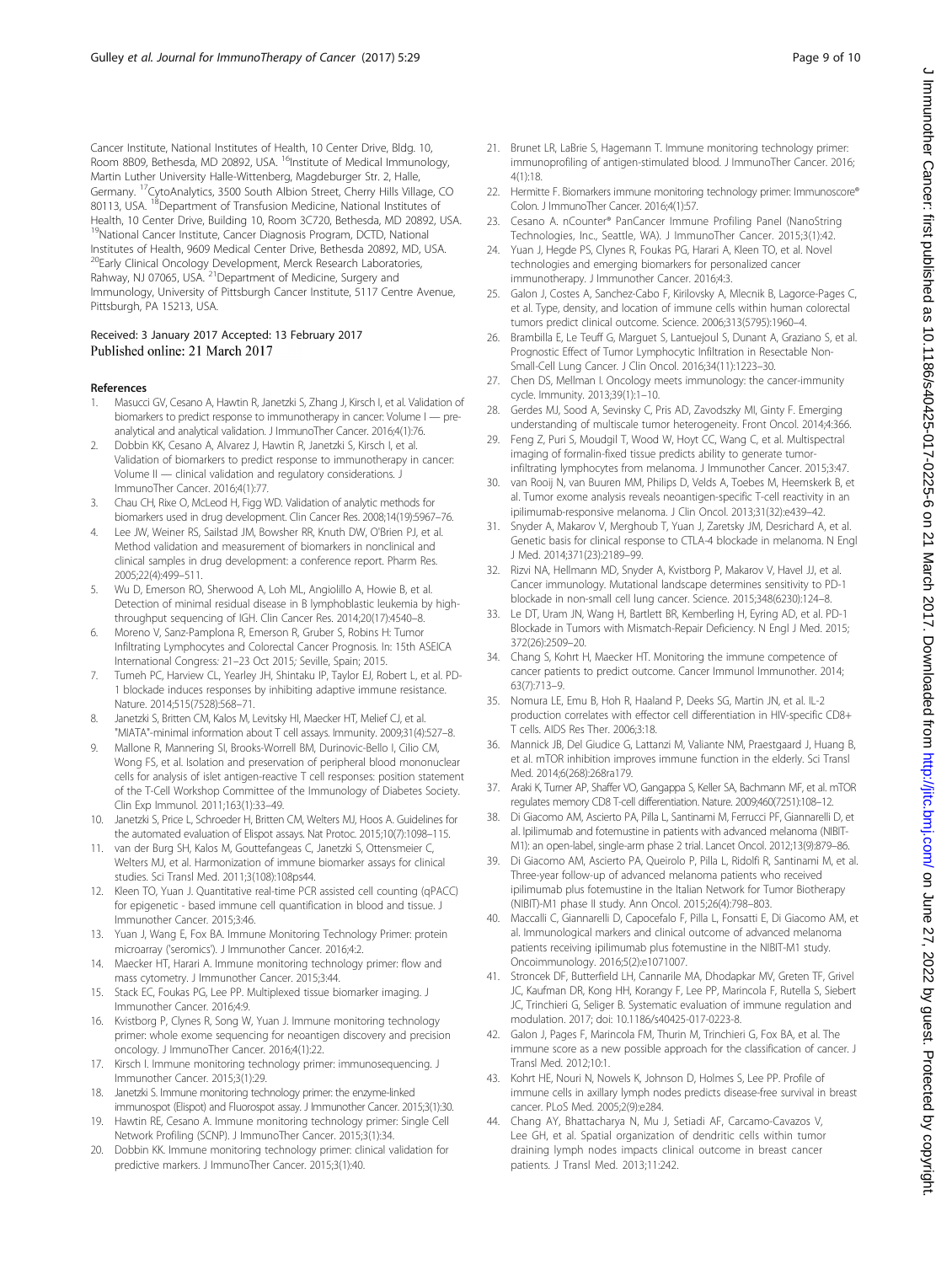Cancer Institute, National Institutes of Health, 10 Center Drive, Bldg. 10, Room 8B09, Bethesda, MD 20892, USA. [16]Institute of Medical Immunology, Martin Luther University Halle-Wittenberg, Magdeburger Str. 2, Halle, Germany. [17]CytoAnalytics, 3500 South Albion Street, Cherry Hills Village, CO 80113, USA. [18]Department of Transfusion Medicine, National Institutes of Health, 10 Center Drive, Building 10, Room 3C720, Bethesda, MD 20892, USA. [19]National Cancer Institute, Cancer Diagnosis Program, DCTD, National Institutes of Health, 9609 Medical Center Drive, Bethesda 20892, MD, USA. [20]Early Clinical Oncology Development, Merck Research Laboratories, Rahway, NJ 07065, USA. [21]Department of Medicine, Surgery and Immunology, University of Pittsburgh Cancer Institute, 5117 Centre Avenue, Pittsburgh, PA 15213, USA.

Received: 3 January 2017 Accepted: 13 February 2017
Published online: 21 March 2017

#### References

1. Masucci GV, Cesano A, Hawtin R, Janetzki S, Zhang J, Kirsch I, et al. Validation of biomarkers to predict response to immunotherapy in cancer: Volume I — pre-analytical and analytical validation. J ImmunoTher Cancer. 2016;4(1):76.
2. Dobbin KK, Cesano A, Alvarez J, Hawtin R, Janetzki S, Kirsch I, et al. Validation of biomarkers to predict response to immunotherapy in cancer: Volume II — clinical validation and regulatory considerations. J ImmunoTher Cancer. 2016;4(1):77.
3. Chau CH, Rixe O, McLeod H, Figg WD. Validation of analytic methods for biomarkers used in drug development. Clin Cancer Res. 2008;14(19):5967–76.
4. Lee JW, Weiner RS, Sailstad JM, Bowsher RR, Knuth DW, O'Brien PJ, et al. Method validation and measurement of biomarkers in nonclinical and clinical samples in drug development: a conference report. Pharm Res. 2005;22(4):499–511.
5. Wu D, Emerson RO, Sherwood A, Loh ML, Angiolillo A, Howie B, et al. Detection of minimal residual disease in B lymphoblastic leukemia by high-throughput sequencing of IGH. Clin Cancer Res. 2014;20(17):4540–8.
6. Moreno V, Sanz-Pamplona R, Emerson R, Gruber S, Robins H: Tumor Infiltrating Lymphocytes and Colorectal Cancer Prognosis. In: 15th ASEICA International Congress: 21–23 Oct 2015; Seville, Spain; 2015.
7. Tumeh PC, Harview CL, Yearley JH, Shintaku IP, Taylor EJ, Robert L, et al. PD-1 blockade induces responses by inhibiting adaptive immune resistance. Nature. 2014;515(7528):568–71.
8. Janetzki S, Britten CM, Kalos M, Levitsky HI, Maecker HT, Melief CJ, et al. "MIATA"-minimal information about T cell assays. Immunity. 2009;31(4):527–8.
9. Mallone R, Mannering SI, Brooks-Worrell BM, Durinovic-Bello I, Cilio CM, Wong FS, et al. Isolation and preservation of peripheral blood mononuclear cells for analysis of islet antigen-reactive T cell responses: position statement of the T-Cell Workshop Committee of the Immunology of Diabetes Society. Clin Exp Immunol. 2011;163(1):33–49.
10. Janetzki S, Price L, Schroeder H, Britten CM, Welters MJ, Hoos A. Guidelines for the automated evaluation of Elispot assays. Nat Protoc. 2015;10(7):1098–115.
11. van der Burg SH, Kalos M, Gouttefangeas C, Janetzki S, Ottensmeier C, Welters MJ, et al. Harmonization of immune biomarker assays for clinical studies. Sci Transl Med. 2011;3(108):108ps44.
12. Kleen TO, Yuan J. Quantitative real-time PCR assisted cell counting (qPACC) for epigenetic - based immune cell quantification in blood and tissue. J Immunother Cancer. 2015;3:46.
13. Yuan J, Wang E, Fox BA. Immune Monitoring Technology Primer: protein microarray ('seromics'). J Immunother Cancer. 2016;4:2.
14. Maecker HT, Harari A. Immune monitoring technology primer: flow and mass cytometry. J Immunother Cancer. 2015;3:44.
15. Stack EC, Foukas PG, Lee PP. Multiplexed tissue biomarker imaging. J Immunother Cancer. 2016;4:9.
16. Kvistborg P, Clynes R, Song W, Yuan J. Immune monitoring technology primer: whole exome sequencing for neoantigen discovery and precision oncology. J ImmunoTher Cancer. 2016;4(1):22.
17. Kirsch I. Immune monitoring technology primer: immunosequencing. J Immunother Cancer. 2015;3(1):29.
18. Janetzki S. Immune monitoring technology primer: the enzyme-linked immunospot (Elispot) and Fluorospot assay. J Immunother Cancer. 2015;3(1):30.
19. Hawtin RE, Cesano A. Immune monitoring technology primer: Single Cell Network Profiling (SCNP). J ImmunoTher Cancer. 2015;3(1):34.
20. Dobbin KK. Immune monitoring technology primer: clinical validation for predictive markers. J ImmunoTher Cancer. 2015;3(1):40.
21. Brunet LR, LaBrie S, Hagemann T. Immune monitoring technology primer: immunoprofiling of antigen-stimulated blood. J ImmunoTher Cancer. 2016; 4(1):18.
22. Hermitte F. Biomarkers immune monitoring technology primer: Immunoscore® Colon. J ImmunoTher Cancer. 2016;4(1):57.
23. Cesano A. nCounter® PanCancer Immune Profiling Panel (NanoString Technologies, Inc., Seattle, WA). J ImmunoTher Cancer. 2015;3(1):42.
24. Yuan J, Hegde PS, Clynes R, Foukas PG, Harari A, Kleen TO, et al. Novel technologies and emerging biomarkers for personalized cancer immunotherapy. J Immunother Cancer. 2016;4:3.
25. Galon J, Costes A, Sanchez-Cabo F, Kirilovsky A, Mlecnik B, Lagorce-Pages C, et al. Type, density, and location of immune cells within human colorectal tumors predict clinical outcome. Science. 2006;313(5795):1960–4.
26. Brambilla E, Le Teuff G, Marguet S, Lantuejoul S, Dunant A, Graziano S, et al. Prognostic Effect of Tumor Lymphocytic Infiltration in Resectable Non-Small-Cell Lung Cancer. J Clin Oncol. 2016;34(11):1223–30.
27. Chen DS, Mellman I. Oncology meets immunology: the cancer-immunity cycle. Immunity. 2013;39(1):1–10.
28. Gerdes MJ, Sood A, Sevinsky C, Pris AD, Zavodszky MI, Ginty F. Emerging understanding of multiscale tumor heterogeneity. Front Oncol. 2014;4:366.
29. Feng Z, Puri S, Moudgil T, Wood W, Hoyt CC, Wang C, et al. Multispectral imaging of formalin-fixed tissue predicts ability to generate tumor-infiltrating lymphocytes from melanoma. J Immunother Cancer. 2015;3:47.
30. van Rooij N, van Buuren MM, Philips D, Velds A, Toebes M, Heemskerk B, et al. Tumor exome analysis reveals neoantigen-specific T-cell reactivity in an ipilimumab-responsive melanoma. J Clin Oncol. 2013;31(32):e439–42.
31. Snyder A, Makarov V, Merghoub T, Yuan J, Zaretsky JM, Desrichard A, et al. Genetic basis for clinical response to CTLA-4 blockade in melanoma. N Engl J Med. 2014;371(23):2189–99.
32. Rizvi NA, Hellmann MD, Snyder A, Kvistborg P, Makarov V, Havel JJ, et al. Cancer immunology. Mutational landscape determines sensitivity to PD-1 blockade in non-small cell lung cancer. Science. 2015;348(6230):124–8.
33. Le DT, Uram JN, Wang H, Bartlett BR, Kemberling H, Eyring AD, et al. PD-1 Blockade in Tumors with Mismatch-Repair Deficiency. N Engl J Med. 2015; 372(26):2509–20.
34. Chang S, Kohrt H, Maecker HT. Monitoring the immune competence of cancer patients to predict outcome. Cancer Immunol Immunother. 2014; 63(7):713–9.
35. Nomura LE, Emu B, Hoh R, Haaland P, Deeks SG, Martin JN, et al. IL-2 production correlates with effector cell differentiation in HIV-specific CD8+ T cells. AIDS Res Ther. 2006;3:18.
36. Mannick JB, Del Giudice G, Lattanzi M, Valiante NM, Praestgaard J, Huang B, et al. mTOR inhibition improves immune function in the elderly. Sci Transl Med. 2014;6(268):268ra179.
37. Araki K, Turner AP, Shaffer VO, Gangappa S, Keller SA, Bachmann MF, et al. mTOR regulates memory CD8 T-cell differentiation. Nature. 2009;460(7251):108–12.
38. Di Giacomo AM, Ascierto PA, Pilla L, Santinami M, Ferrucci PF, Giannarelli D, et al. Ipilimumab and fotemustine in patients with advanced melanoma (NIBIT-M1): an open-label, single-arm phase 2 trial. Lancet Oncol. 2012;13(9):879–86.
39. Di Giacomo AM, Ascierto PA, Queirolo P, Pilla L, Ridolfi R, Santinami M, et al. Three-year follow-up of advanced melanoma patients who received ipilimumab plus fotemustine in the Italian Network for Tumor Biotherapy (NIBIT)-M1 phase II study. Ann Oncol. 2015;26(4):798–803.
40. Maccalli C, Giannarelli D, Capocefalo F, Pilla L, Fonsatti E, Di Giacomo AM, et al. Immunological markers and clinical outcome of advanced melanoma patients receiving ipilimumab plus fotemustine in the NIBIT-M1 study. Oncoimmunology. 2016;5(2):e1071007.
41. Stroncek DF, Butterfield LH, Cannarile MA, Dhodapkar MV, Greten TF, Grivel JC, Kaufman DR, Kong HH, Korangy F, Lee PP, Marincola F, Rutella S, Siebert JC, Trinchieri G, Seliger B. Systematic evaluation of immune regulation and modulation. 2017; doi: 10.1186/s40425-017-0223-8.
42. Galon J, Pages F, Marincola FM, Thurin M, Trinchieri G, Fox BA, et al. The immune score as a new possible approach for the classification of cancer. J Transl Med. 2012;10:1.
43. Kohrt HE, Nouri N, Nowels K, Johnson D, Holmes S, Lee PP. Profile of immune cells in axillary lymph nodes predicts disease-free survival in breast cancer. PLoS Med. 2005;2(9):e284.
44. Chang AY, Bhattacharya N, Mu J, Setiadi AF, Carcamo-Cavazos V, Lee GH, et al. Spatial organization of dendritic cells within tumor draining lymph nodes impacts clinical outcome in breast cancer patients. J Transl Med. 2013;11:242.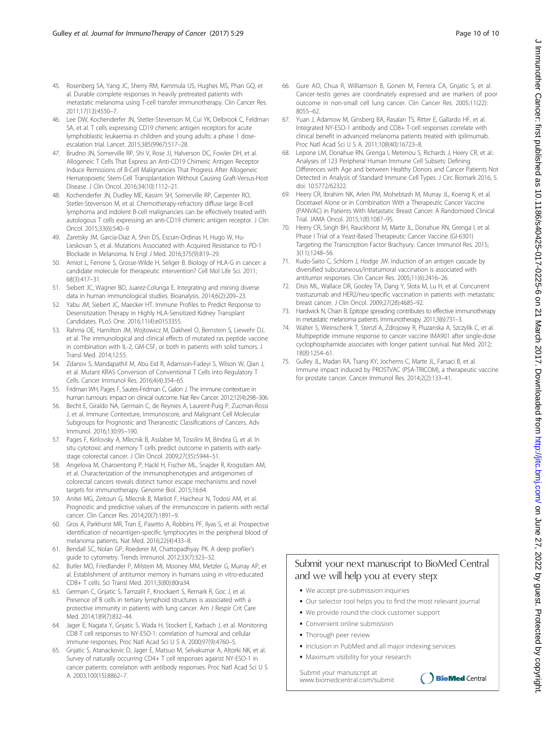45. Rosenberg SA, Yang JC, Sherry RM, Kammula US, Hughes MS, Phan GQ, et al. Durable complete responses in heavily pretreated patients with metastatic melanoma using T-cell transfer immunotherapy. Clin Cancer Res. 2011;17(13):4550–7.
46. Lee DW, Kochenderfer JN, Stetler-Stevenson M, Cui YK, Delbrook C, Feldman SA, et al. T cells expressing CD19 chimeric antigen receptors for acute lymphoblastic leukaemia in children and young adults: a phase 1 dose-escalation trial. Lancet. 2015;385(9967):517–28.
47. Brudno JN, Somerville RP, Shi V, Rose JJ, Halverson DC, Fowler DH, et al. Allogeneic T Cells That Express an Anti-CD19 Chimeric Antigen Receptor Induce Remissions of B-Cell Malignancies That Progress After Allogeneic Hematopoietic Stem-Cell Transplantation Without Causing Graft-Versus-Host Disease. J Clin Oncol. 2016;34(10):1112–21.
48. Kochenderfer JN, Dudley ME, Kassim SH, Somerville RP, Carpenter RO, Stetler-Stevenson M, et al. Chemotherapy-refractory diffuse large B-cell lymphoma and indolent B-cell malignancies can be effectively treated with autologous T cells expressing an anti-CD19 chimeric antigen receptor. J Clin Oncol. 2015;33(6):540–9.
49. Zaretsky JM, Garcia-Diaz A, Shin DS, Escuin-Ordinas H, Hugo W, Hu-Lieskovan S, et al. Mutations Associated with Acquired Resistance to PD-1 Blockade in Melanoma. N Engl J Med. 2016;375(9):819–29.
50. Amiot L, Ferrone S, Grosse-Wilde H, Seliger B. Biology of HLA-G in cancer: a candidate molecule for therapeutic intervention? Cell Mol Life Sci. 2011; 68(3):417–31.
51. Siebert JC, Wagner BD, Juarez-Colunga E. Integrating and mining diverse data in human immunological studies. Bioanalysis. 2014;6(2):209–23.
52. Yabu JM, Siebert JC, Maecker HT. Immune Profiles to Predict Response to Desensitization Therapy in Highly HLA-Sensitized Kidney Transplant Candidates. PLoS One. 2016;11(4):e0153355.
53. Rahma OE, Hamilton JM, Wojtowicz M, Dakheel O, Bernstein S, Liewehr DJ, et al. The immunological and clinical effects of mutated ras peptide vaccine in combination with IL-2, GM-CSF, or both in patients with solid tumors. J Transl Med. 2014;12:55.
54. Zdanov S, Mandapathil M, Abu Eid R, Adamson-Fadeyi S, Wilson W, Qian J, et al. Mutant KRAS Conversion of Conventional T Cells into Regulatory T Cells. Cancer Immunol Res. 2016;4(4):354–65.
55. Fridman WH, Pages F, Sautes-Fridman C, Galon J. The immune contexture in human tumours: impact on clinical outcome. Nat Rev Cancer. 2012;12(4):298–306.
56. Becht E, Giraldo NA, Germain C, de Reynies A, Laurent-Puig P, Zucman-Rossi J, et al. Immune Contexture, Immunoscore, and Malignant Cell Molecular Subgroups for Prognostic and Theranostic Classifications of Cancers. Adv Immunol. 2016;130:95–190.
57. Pages F, Kirilovsky A, Mlecnik B, Asslaber M, Tosolini M, Bindea G, et al. In situ cytotoxic and memory T cells predict outcome in patients with early-stage colorectal cancer. J Clin Oncol. 2009;27(35):5944–51.
58. Angelova M, Charoentong P, Hackl H, Fischer ML, Snajder R, Krogsdam AM, et al. Characterization of the immunophenotypes and antigenomes of colorectal cancers reveals distinct tumor escape mechanisms and novel targets for immunotherapy. Genome Biol. 2015;16:64.
59. Anitei MG, Zeitoun G, Mlecnik B, Marliot F, Haicheur N, Todosi AM, et al. Prognostic and predictive values of the immunoscore in patients with rectal cancer. Clin Cancer Res. 2014;20(7):1891–9.
60. Gros A, Parkhurst MR, Tran E, Pasetto A, Robbins PF, Ilyas S, et al. Prospective identification of neoantigen-specific lymphocytes in the peripheral blood of melanoma patients. Nat Med. 2016;22(4):433–8.
61. Bendall SC, Nolan GP, Roederer M, Chattopadhyay PK. A deep profiler's guide to cytometry. Trends Immunol. 2012;33(7):323–32.
62. Butler MO, Friedlander P, Milstein MI, Mooney MM, Metzler G, Murray AP, et al. Establishment of antitumor memory in humans using in vitro-educated CD8+ T cells. Sci Transl Med. 2011;3(80):80ra34.
63. Germain C, Gnjatic S, Tamzalit F, Knockaert S, Remark R, Goc J, et al. Presence of B cells in tertiary lymphoid structures is associated with a protective immunity in patients with lung cancer. Am J Respir Crit Care Med. 2014;189(7):832–44.
64. Jager E, Nagata Y, Gnjatic S, Wada H, Stockert E, Karbach J, et al. Monitoring CD8 T cell responses to NY-ESO-1: correlation of humoral and cellular immune responses. Proc Natl Acad Sci U S A. 2000;97(9):4760–5.
65. Gnjatic S, Atanackovic D, Jager E, Matsuo M, Selvakumar A, Altorki NK, et al. Survey of naturally occurring CD4+ T cell responses against NY-ESO-1 in cancer patients: correlation with antibody responses. Proc Natl Acad Sci U S A. 2003;100(15):8862–7.
66. Gure AO, Chua R, Williamson B, Gonen M, Ferrera CA, Gnjatic S, et al. Cancer-testis genes are coordinately expressed and are markers of poor outcome in non-small cell lung cancer. Clin Cancer Res. 2005;11(22): 8055–62.
67. Yuan J, Adamow M, Ginsberg BA, Rasalan TS, Ritter E, Gallardo HF, et al. Integrated NY-ESO-1 antibody and CD8+ T-cell responses correlate with clinical benefit in advanced melanoma patients treated with ipilimumab. Proc Natl Acad Sci U S A. 2011;108(40):16723–8.
68. Lepone LM, Donahue RN, Grenga I, Metenou S, Richards J, Heery CR, et al.: Analyses of 123 Peripheral Human Immune Cell Subsets: Defining Differences with Age and between Healthy Donors and Cancer Patients Not Detected in Analysis of Standard Immune Cell Types. J Circ Biomark 2016, 5. doi: 10.5772/62322.
69. Heery CR, Ibrahim NK, Arlen PM, Mohebtash M, Murray JL, Koenig K, et al. Docetaxel Alone or in Combination With a Therapeutic Cancer Vaccine (PANVAC) in Patients With Metastatic Breast Cancer: A Randomized Clinical Trial. JAMA Oncol. 2015;1(8):1087–95.
70. Heery CR, Singh BH, Rauckhorst M, Marte JL, Donahue RN, Grenga I, et al. Phase I Trial of a Yeast-Based Therapeutic Cancer Vaccine (GI-6301) Targeting the Transcription Factor Brachyury. Cancer Immunol Res. 2015; 3(11):1248–56.
71. Kudo-Saito C, Schlom J, Hodge JW. Induction of an antigen cascade by diversified subcutaneous/intratumoral vaccination is associated with antitumor responses. Clin Cancer Res. 2005;11(6):2416–26.
72. Disis ML, Wallace DR, Gooley TA, Dang Y, Slota M, Lu H, et al. Concurrent trastuzumab and HER2/neu-specific vaccination in patients with metastatic breast cancer. J Clin Oncol. 2009;27(28):4685–92.
73. Hardwick N, Chain B. Epitope spreading contributes to effective immunotherapy in metastatic melanoma patients. Immunotherapy. 2011;3(6):731–3.
74. Walter S, Weinschenk T, Stenzl A, Zdrojowy R, Pluzanska A, Szczylik C, et al. Multipeptide immune response to cancer vaccine IMA901 after single-dose cyclophosphamide associates with longer patient survival. Nat Med. 2012; 18(8):1254–61.
75. Gulley JL, Madan RA, Tsang KY, Jochems C, Marte JL, Farsaci B, et al. Immune impact induced by PROSTVAC (PSA-TRICOM), a therapeutic vaccine for prostate cancer. Cancer Immunol Res. 2014;2(2):133–41.

Submit your next manuscript to BioMed Central and we will help you at every step:

- We accept pre-submission inquiries
- Our selector tool helps you to find the most relevant journal
- We provide round the clock customer support
- Convenient online submission
- Thorough peer review
- Inclusion in PubMed and all major indexing services
- Maximum visibility for your research

Submit your manuscript at
www.biomedcentral.com/submit

BioMed Central

J Immunother Cancer: first published as 10.1186/s40425-017-0225-6 on 21 March 2017. Downloaded from http://jitc.bmj.com/ on June 27, 2022 by guest. Protected by copyright.